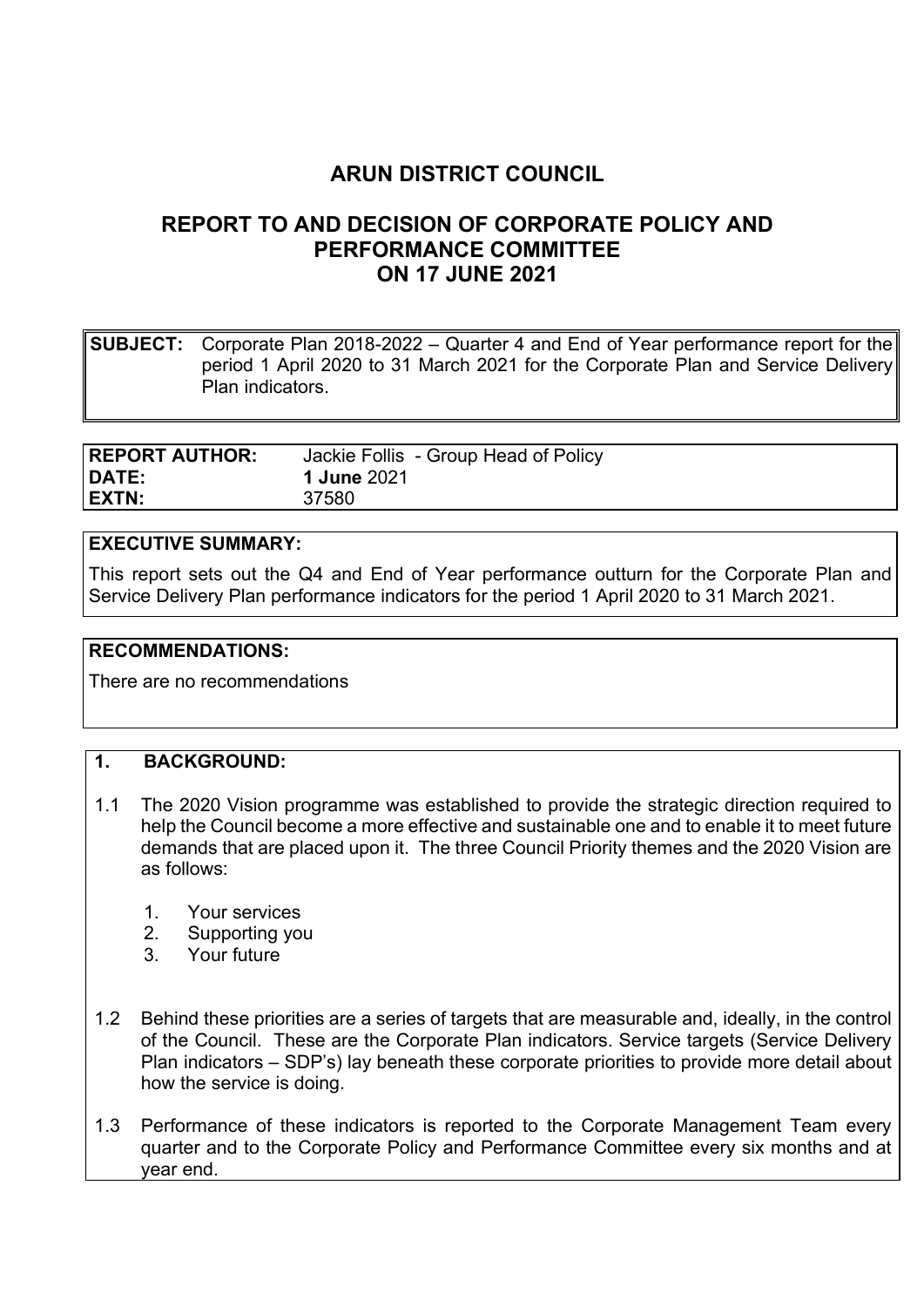# ARUN DISTRICT COUNCIL

## REPORT TO AND DECISION OF CORPORATE POLICY AND PERFORMANCE COMMITTEE ON 17 JUNE 2021

| **SUBJECT:** | Corporate Plan 2018-2022 – Quarter 4 and End of Year performance report for the period 1 April 2020 to 31 March 2021 for the Corporate Plan and Service Delivery Plan indicators. |
|---|---|

| **REPORT AUTHOR:** | Jackie Follis - Group Head of Policy |
|---|---|
| **DATE:** | **1 June** 2021 |
| **EXTN:** | 37580 |

**EXECUTIVE SUMMARY:**

This report sets out the Q4 and End of Year performance outturn for the Corporate Plan and Service Delivery Plan performance indicators for the period 1 April 2020 to 31 March 2021.

**RECOMMENDATIONS:**

There are no recommendations

**1. BACKGROUND:**

1.1 The 2020 Vision programme was established to provide the strategic direction required to help the Council become a more effective and sustainable one and to enable it to meet future demands that are placed upon it. The three Council Priority themes and the 2020 Vision are as follows:

1. Your services
2. Supporting you
3. Your future

1.2 Behind these priorities are a series of targets that are measurable and, ideally, in the control of the Council. These are the Corporate Plan indicators. Service targets (Service Delivery Plan indicators – SDP's) lay beneath these corporate priorities to provide more detail about how the service is doing.

1.3 Performance of these indicators is reported to the Corporate Management Team every quarter and to the Corporate Policy and Performance Committee every six months and at year end.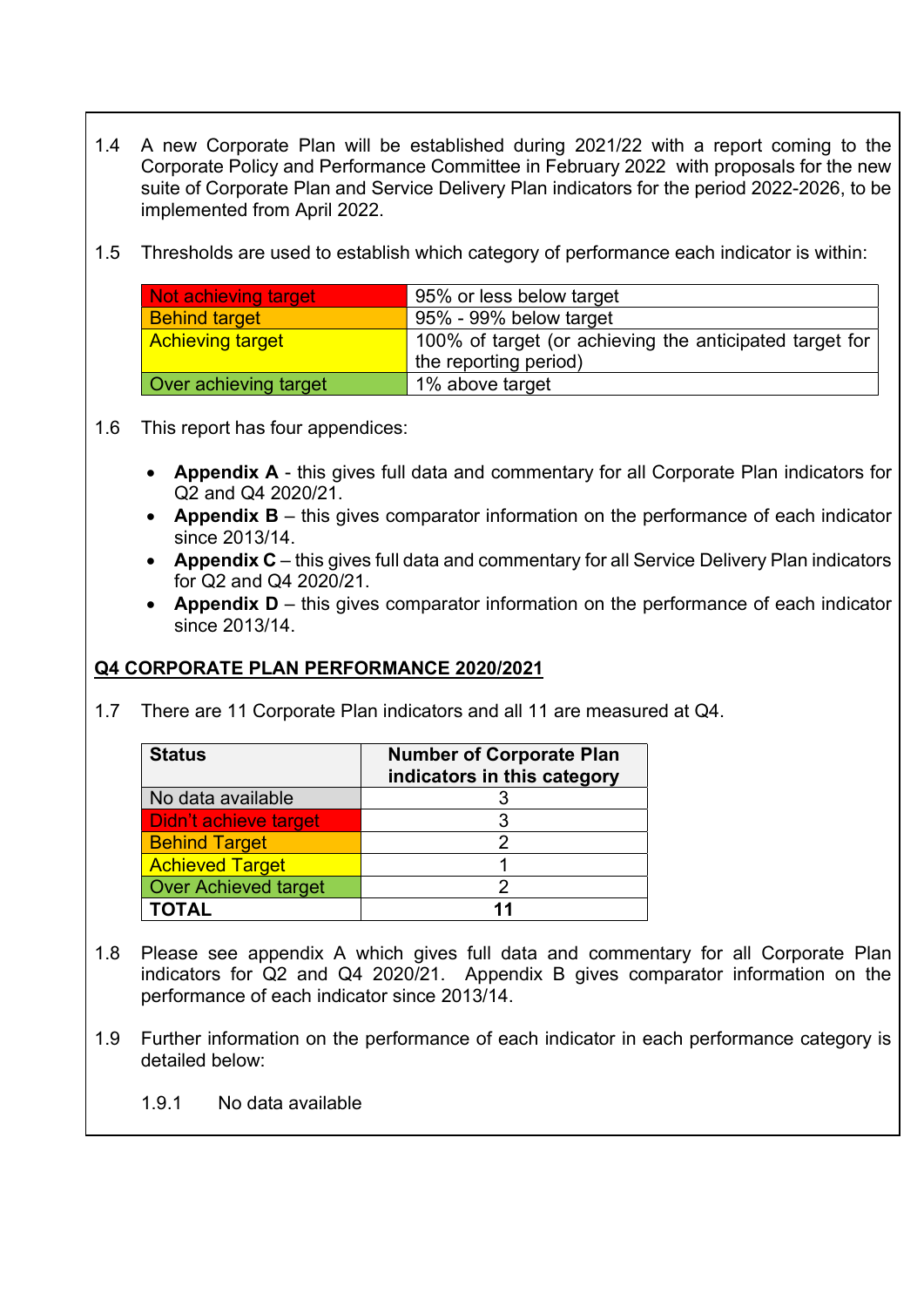1.4 A new Corporate Plan will be established during 2021/22 with a report coming to the Corporate Policy and Performance Committee in February 2022 with proposals for the new suite of Corporate Plan and Service Delivery Plan indicators for the period 2022-2026, to be implemented from April 2022.

1.5 Thresholds are used to establish which category of performance each indicator is within:

| Not achieving target | 95% or less below target |
|---|---|
| Behind target | 95% - 99% below target |
| Achieving target | 100% of target (or achieving the anticipated target for the reporting period) |
| Over achieving target | 1% above target |

1.6 This report has four appendices:

- **Appendix A** - this gives full data and commentary for all Corporate Plan indicators for Q2 and Q4 2020/21.
- **Appendix B** – this gives comparator information on the performance of each indicator since 2013/14.
- **Appendix C** – this gives full data and commentary for all Service Delivery Plan indicators for Q2 and Q4 2020/21.
- **Appendix D** – this gives comparator information on the performance of each indicator since 2013/14.

## Q4 CORPORATE PLAN PERFORMANCE 2020/2021

1.7 There are 11 Corporate Plan indicators and all 11 are measured at Q4.

| Status | Number of Corporate Plan indicators in this category |
|---|---|
| No data available | 3 |
| Didn't achieve target | 3 |
| Behind Target | 2 |
| Achieved Target | 1 |
| Over Achieved target | 2 |
| **TOTAL** | **11** |

1.8 Please see appendix A which gives full data and commentary for all Corporate Plan indicators for Q2 and Q4 2020/21. Appendix B gives comparator information on the performance of each indicator since 2013/14.

1.9 Further information on the performance of each indicator in each performance category is detailed below:

1.9.1 No data available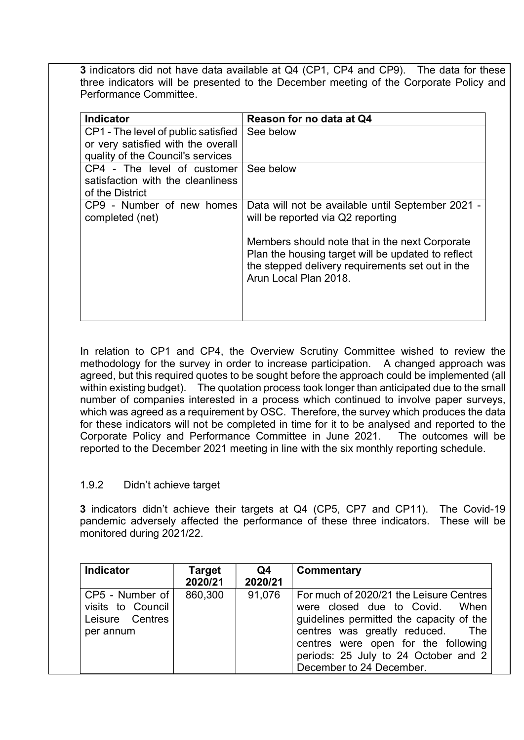**3** indicators did not have data available at Q4 (CP1, CP4 and CP9). The data for these three indicators will be presented to the December meeting of the Corporate Policy and Performance Committee.

| Indicator | Reason for no data at Q4 |
|---|---|
| CP1 - The level of public satisfied or very satisfied with the overall quality of the Council's services | See below |
| CP4 - The level of customer satisfaction with the cleanliness of the District | See below |
| CP9 - Number of new homes completed (net) | Data will not be available until September 2021 - will be reported via Q2 reporting<br><br>Members should note that in the next Corporate Plan the housing target will be updated to reflect the stepped delivery requirements set out in the Arun Local Plan 2018. |

In relation to CP1 and CP4, the Overview Scrutiny Committee wished to review the methodology for the survey in order to increase participation. A changed approach was agreed, but this required quotes to be sought before the approach could be implemented (all within existing budget). The quotation process took longer than anticipated due to the small number of companies interested in a process which continued to involve paper surveys, which was agreed as a requirement by OSC. Therefore, the survey which produces the data for these indicators will not be completed in time for it to be analysed and reported to the Corporate Policy and Performance Committee in June 2021. The outcomes will be reported to the December 2021 meeting in line with the six monthly reporting schedule.

1.9.2 Didn't achieve target

**3** indicators didn't achieve their targets at Q4 (CP5, CP7 and CP11). The Covid-19 pandemic adversely affected the performance of these three indicators. These will be monitored during 2021/22.

| Indicator | Target 2020/21 | Q4 2020/21 | Commentary |
|---|---|---|---|
| CP5 - Number of visits to Council Leisure Centres per annum | 860,300 | 91,076 | For much of 2020/21 the Leisure Centres were closed due to Covid. When guidelines permitted the capacity of the centres was greatly reduced. The centres were open for the following periods: 25 July to 24 October and 2 December to 24 December. |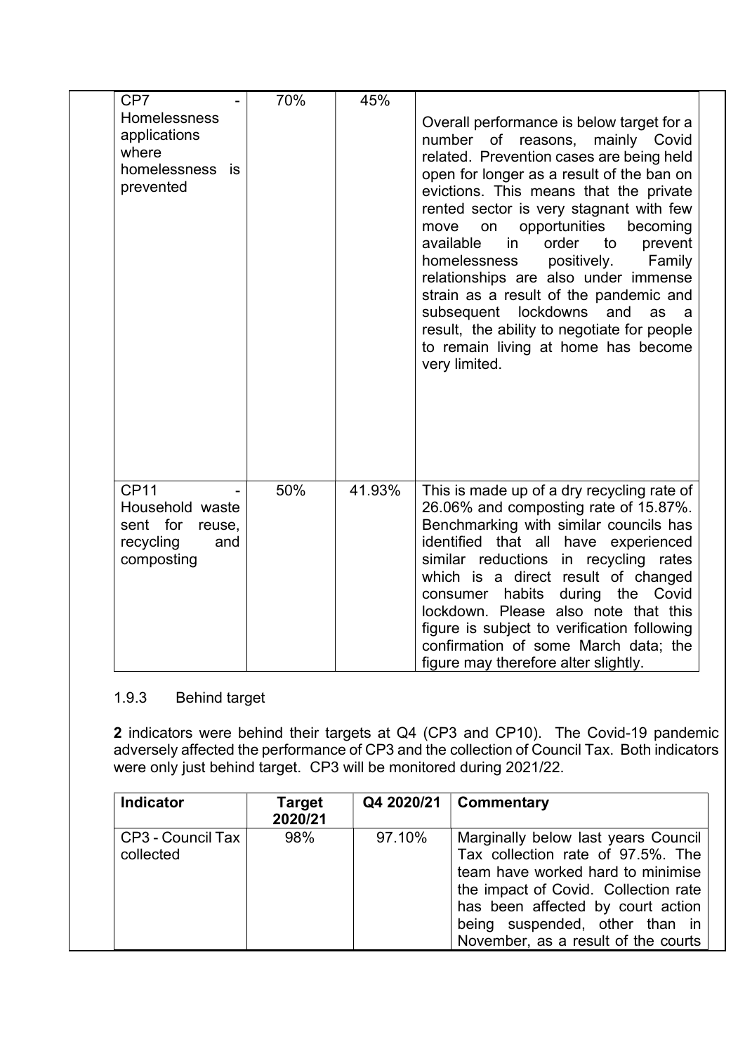| | | | |
|---|---|---|---|
| CP7 - Homelessness applications where homelessness is prevented | 70% | 45% | Overall performance is below target for a number of reasons, mainly Covid related. Prevention cases are being held open for longer as a result of the ban on evictions. This means that the private rented sector is very stagnant with few move on opportunities becoming available in order to prevent homelessness positively. Family relationships are also under immense strain as a result of the pandemic and subsequent lockdowns and as a result, the ability to negotiate for people to remain living at home has become very limited. |
| CP11 - Household waste sent for reuse, recycling and composting | 50% | 41.93% | This is made up of a dry recycling rate of 26.06% and composting rate of 15.87%. Benchmarking with similar councils has identified that all have experienced similar reductions in recycling rates which is a direct result of changed consumer habits during the Covid lockdown. Please also note that this figure is subject to verification following confirmation of some March data; the figure may therefore alter slightly. |

1.9.3 Behind target

**2** indicators were behind their targets at Q4 (CP3 and CP10). The Covid-19 pandemic adversely affected the performance of CP3 and the collection of Council Tax. Both indicators were only just behind target. CP3 will be monitored during 2021/22.

| Indicator | Target 2020/21 | Q4 2020/21 | Commentary |
|---|---|---|---|
| CP3 - Council Tax collected | 98% | 97.10% | Marginally below last years Council Tax collection rate of 97.5%. The team have worked hard to minimise the impact of Covid. Collection rate has been affected by court action being suspended, other than in November, as a result of the courts |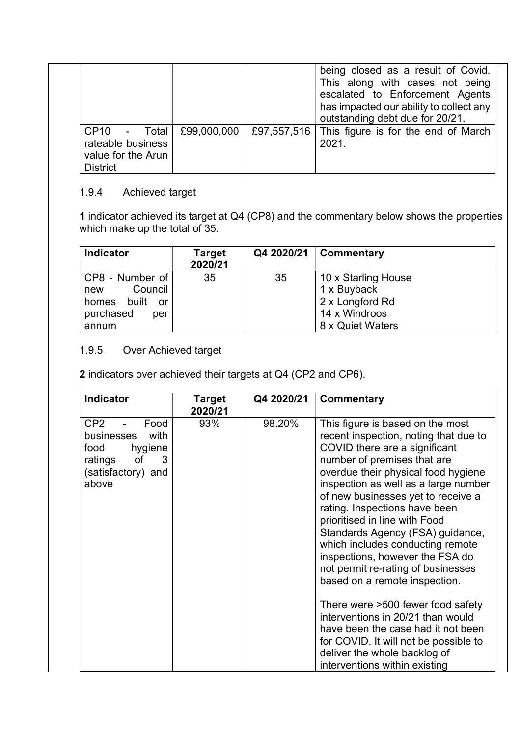| | | | |
|---|---|---|---|
| | | | being closed as a result of Covid. This along with cases not being escalated to Enforcement Agents has impacted our ability to collect any outstanding debt due for 20/21. |
| CP10 - Total rateable business value for the Arun District | £99,000,000 | £97,557,516 | This figure is for the end of March 2021. |

1.9.4 Achieved target

**1** indicator achieved its target at Q4 (CP8) and the commentary below shows the properties which make up the total of 35.

| Indicator | Target 2020/21 | Q4 2020/21 | Commentary |
|---|---|---|---|
| CP8 - Number of new Council homes built or purchased per annum | 35 | 35 | 10 x Starling House<br>1 x Buyback<br>2 x Longford Rd<br>14 x Windroos<br>8 x Quiet Waters |

1.9.5 Over Achieved target

**2** indicators over achieved their targets at Q4 (CP2 and CP6).

| Indicator | Target 2020/21 | Q4 2020/21 | Commentary |
|---|---|---|---|
| CP2 - Food businesses with food hygiene ratings of 3 (satisfactory) and above | 93% | 98.20% | This figure is based on the most recent inspection, noting that due to COVID there are a significant number of premises that are overdue their physical food hygiene inspection as well as a large number of new businesses yet to receive a rating. Inspections have been prioritised in line with Food Standards Agency (FSA) guidance, which includes conducting remote inspections, however the FSA do not permit re-rating of businesses based on a remote inspection.<br><br>There were >500 fewer food safety interventions in 20/21 than would have been the case had it not been for COVID. It will not be possible to deliver the whole backlog of interventions within existing |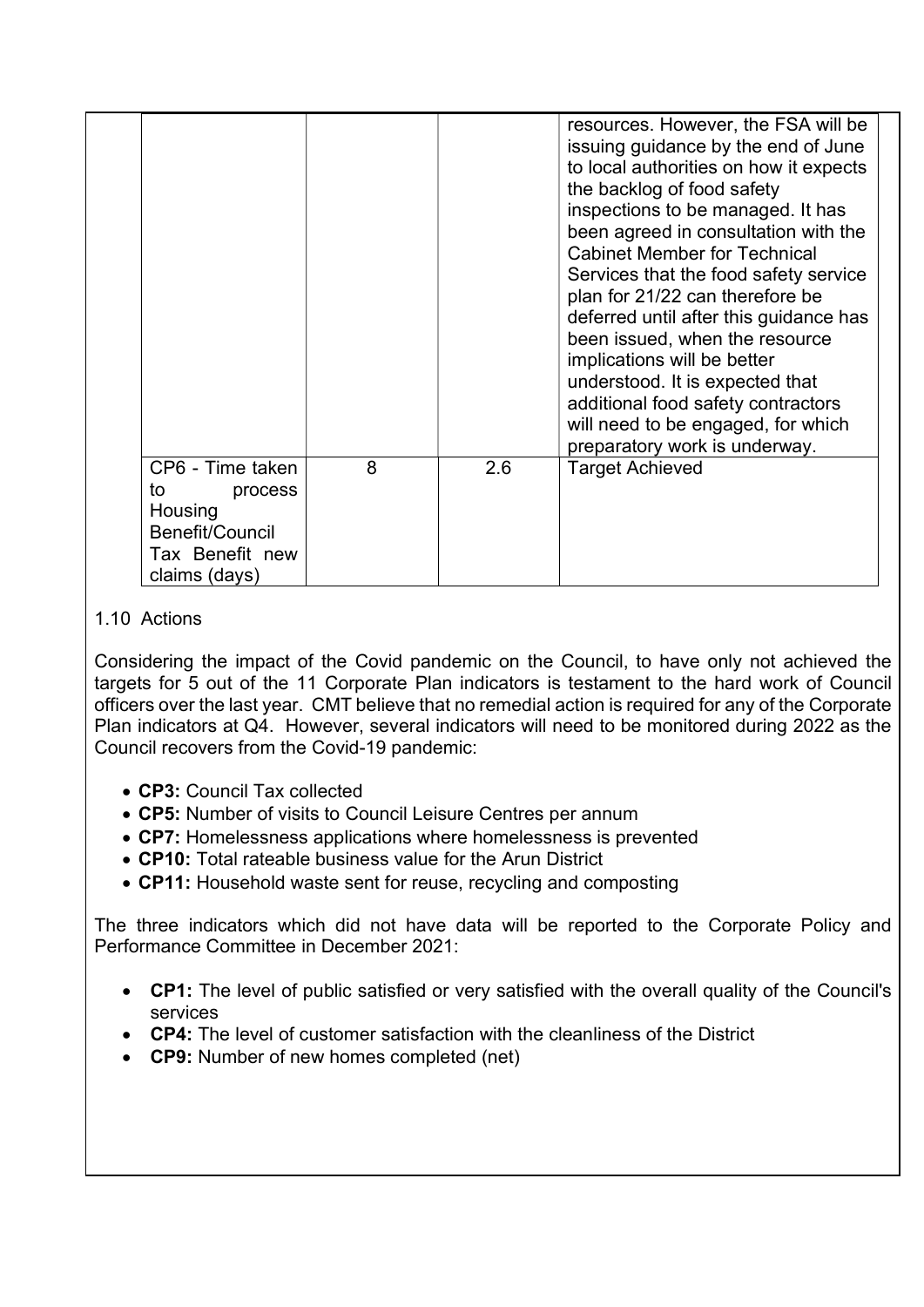| | | | |
|---|---|---|---|
| | | | resources. However, the FSA will be issuing guidance by the end of June to local authorities on how it expects the backlog of food safety inspections to be managed. It has been agreed in consultation with the Cabinet Member for Technical Services that the food safety service plan for 21/22 can therefore be deferred until after this guidance has been issued, when the resource implications will be better understood. It is expected that additional food safety contractors will need to be engaged, for which preparatory work is underway. |
| CP6 - Time taken to process Housing Benefit/Council Tax Benefit new claims (days) | 8 | 2.6 | Target Achieved |

1.10 Actions

Considering the impact of the Covid pandemic on the Council, to have only not achieved the targets for 5 out of the 11 Corporate Plan indicators is testament to the hard work of Council officers over the last year. CMT believe that no remedial action is required for any of the Corporate Plan indicators at Q4. However, several indicators will need to be monitored during 2022 as the Council recovers from the Covid-19 pandemic:

- **CP3:** Council Tax collected
- **CP5:** Number of visits to Council Leisure Centres per annum
- **CP7:** Homelessness applications where homelessness is prevented
- **CP10:** Total rateable business value for the Arun District
- **CP11:** Household waste sent for reuse, recycling and composting

The three indicators which did not have data will be reported to the Corporate Policy and Performance Committee in December 2021:

- **CP1:** The level of public satisfied or very satisfied with the overall quality of the Council's services
- **CP4:** The level of customer satisfaction with the cleanliness of the District
- **CP9:** Number of new homes completed (net)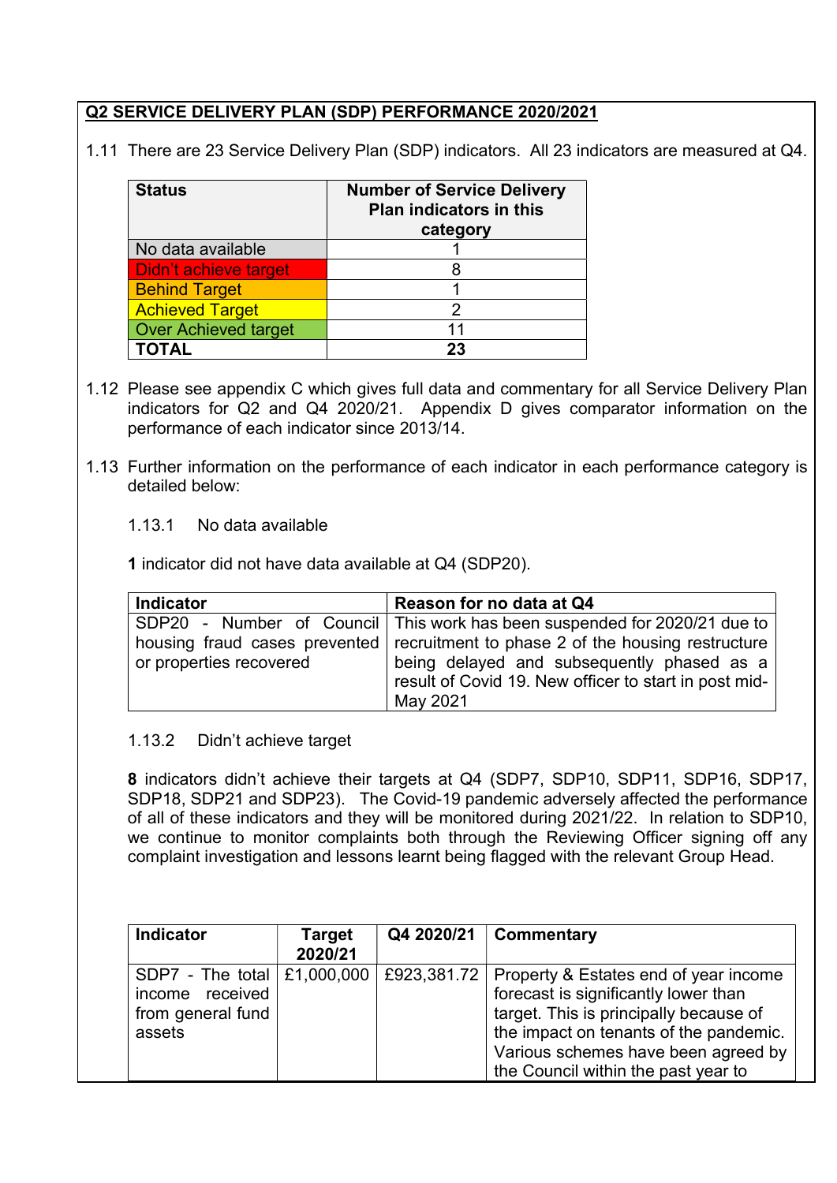## Q2 SERVICE DELIVERY PLAN (SDP) PERFORMANCE 2020/2021

1.11 There are 23 Service Delivery Plan (SDP) indicators. All 23 indicators are measured at Q4.

| Status | Number of Service Delivery Plan indicators in this category |
|---|---|
| No data available | 1 |
| Didn't achieve target | 8 |
| Behind Target | 1 |
| Achieved Target | 2 |
| Over Achieved target | 11 |
| **TOTAL** | **23** |

1.12 Please see appendix C which gives full data and commentary for all Service Delivery Plan indicators for Q2 and Q4 2020/21. Appendix D gives comparator information on the performance of each indicator since 2013/14.

1.13 Further information on the performance of each indicator in each performance category is detailed below:

1.13.1 No data available

**1** indicator did not have data available at Q4 (SDP20).

| Indicator | Reason for no data at Q4 |
|---|---|
| SDP20 - Number of Council housing fraud cases prevented or properties recovered | This work has been suspended for 2020/21 due to recruitment to phase 2 of the housing restructure being delayed and subsequently phased as a result of Covid 19. New officer to start in post mid-May 2021 |

1.13.2 Didn't achieve target

**8** indicators didn't achieve their targets at Q4 (SDP7, SDP10, SDP11, SDP16, SDP17, SDP18, SDP21 and SDP23). The Covid-19 pandemic adversely affected the performance of all of these indicators and they will be monitored during 2021/22. In relation to SDP10, we continue to monitor complaints both through the Reviewing Officer signing off any complaint investigation and lessons learnt being flagged with the relevant Group Head.

| Indicator | Target 2020/21 | Q4 2020/21 | Commentary |
|---|---|---|---|
| SDP7 - The total income received from general fund assets | £1,000,000 | £923,381.72 | Property & Estates end of year income forecast is significantly lower than target. This is principally because of the impact on tenants of the pandemic. Various schemes have been agreed by the Council within the past year to |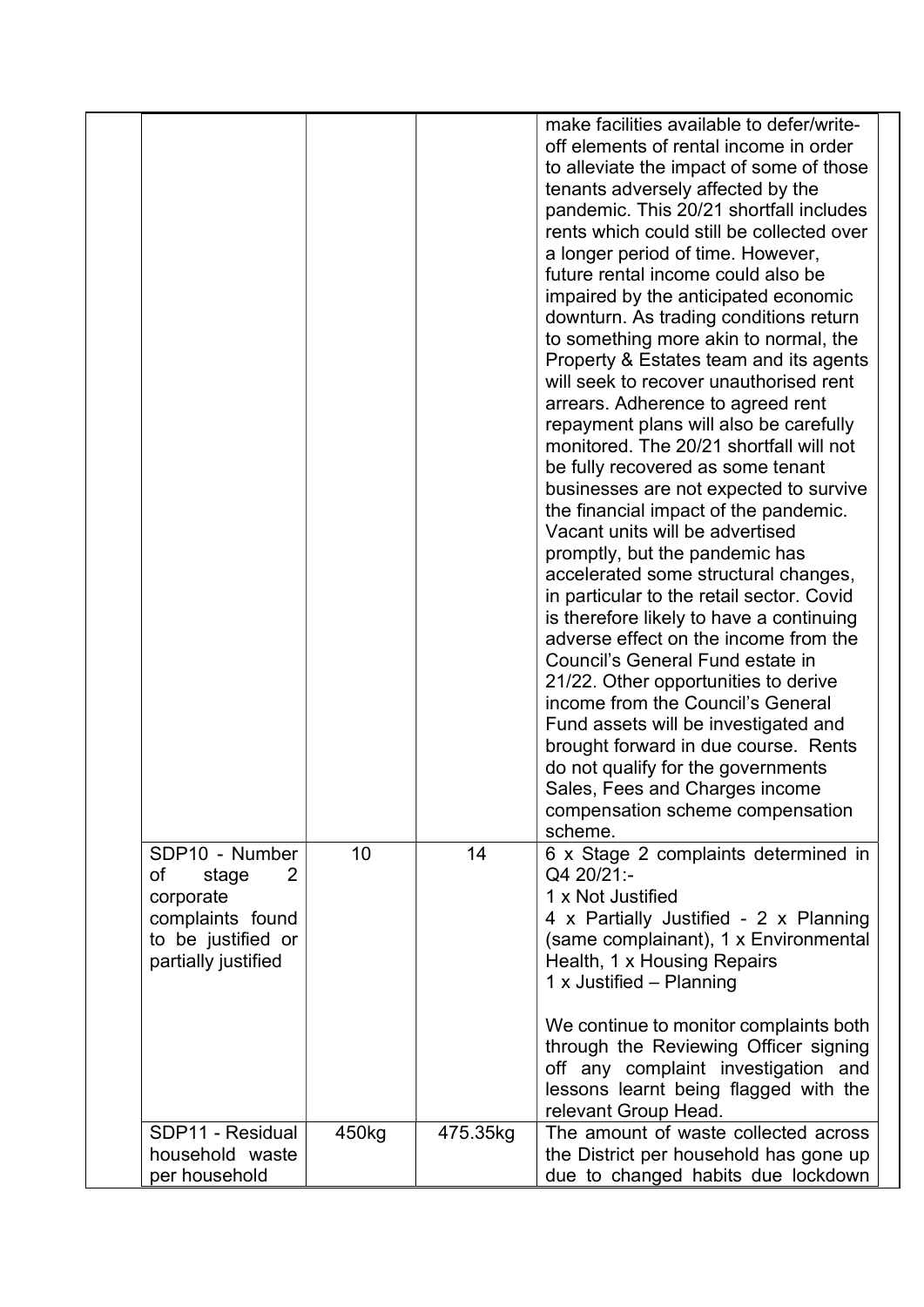| | | | |
|---|---|---|---|
| | | | make facilities available to defer/write-off elements of rental income in order to alleviate the impact of some of those tenants adversely affected by the pandemic. This 20/21 shortfall includes rents which could still be collected over a longer period of time. However, future rental income could also be impaired by the anticipated economic downturn. As trading conditions return to something more akin to normal, the Property & Estates team and its agents will seek to recover unauthorised rent arrears. Adherence to agreed rent repayment plans will also be carefully monitored. The 20/21 shortfall will not be fully recovered as some tenant businesses are not expected to survive the financial impact of the pandemic. Vacant units will be advertised promptly, but the pandemic has accelerated some structural changes, in particular to the retail sector. Covid is therefore likely to have a continuing adverse effect on the income from the Council's General Fund estate in 21/22. Other opportunities to derive income from the Council's General Fund assets will be investigated and brought forward in due course. Rents do not qualify for the governments Sales, Fees and Charges income compensation scheme compensation scheme. |
| SDP10 - Number of stage 2 corporate complaints found to be justified or partially justified | 10 | 14 | 6 x Stage 2 complaints determined in Q4 20/21:-<br>1 x Not Justified<br>4 x Partially Justified - 2 x Planning (same complainant), 1 x Environmental Health, 1 x Housing Repairs<br>1 x Justified – Planning<br><br>We continue to monitor complaints both through the Reviewing Officer signing off any complaint investigation and lessons learnt being flagged with the relevant Group Head. |
| SDP11 - Residual household waste per household | 450kg | 475.35kg | The amount of waste collected across the District per household has gone up due to changed habits due lockdown |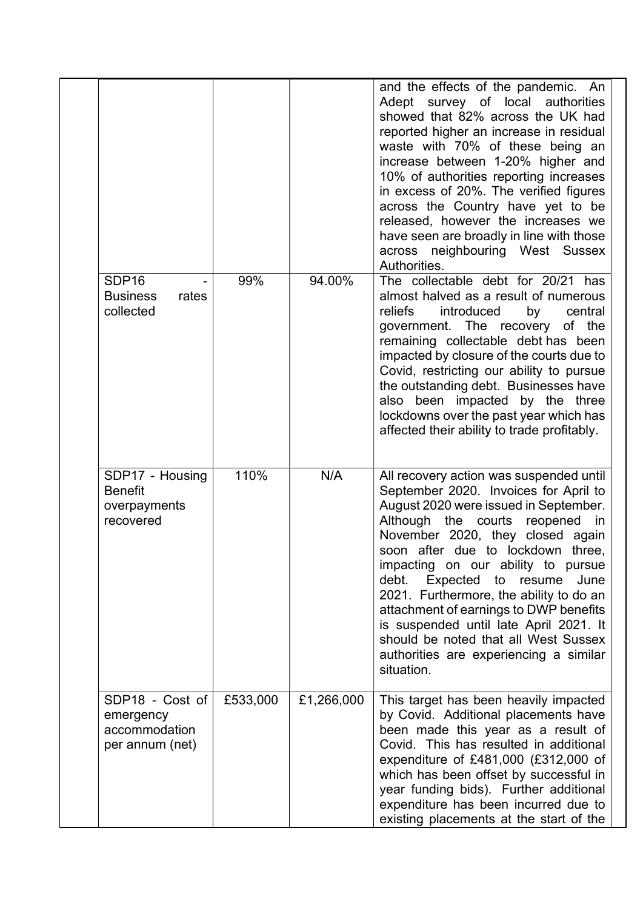| | | | | |
|---|---|---|---|---|
| | | | | and the effects of the pandemic. An Adept survey of local authorities showed that 82% across the UK had reported higher an increase in residual waste with 70% of these being an increase between 1-20% higher and 10% of authorities reporting increases in excess of 20%. The verified figures across the Country have yet to be released, however the increases we have seen are broadly in line with those across neighbouring West Sussex Authorities. |
| | SDP16 - Business rates collected | 99% | 94.00% | The collectable debt for 20/21 has almost halved as a result of numerous reliefs introduced by central government. The recovery of the remaining collectable debt has been impacted by closure of the courts due to Covid, restricting our ability to pursue the outstanding debt. Businesses have also been impacted by the three lockdowns over the past year which has affected their ability to trade profitably. |
| | SDP17 - Housing Benefit overpayments recovered | 110% | N/A | All recovery action was suspended until September 2020. Invoices for April to August 2020 were issued in September. Although the courts reopened in November 2020, they closed again soon after due to lockdown three, impacting on our ability to pursue debt. Expected to resume June 2021. Furthermore, the ability to do an attachment of earnings to DWP benefits is suspended until late April 2021. It should be noted that all West Sussex authorities are experiencing a similar situation. |
| | SDP18 - Cost of emergency accommodation per annum (net) | £533,000 | £1,266,000 | This target has been heavily impacted by Covid. Additional placements have been made this year as a result of Covid. This has resulted in additional expenditure of £481,000 (£312,000 of which has been offset by successful in year funding bids). Further additional expenditure has been incurred due to existing placements at the start of the |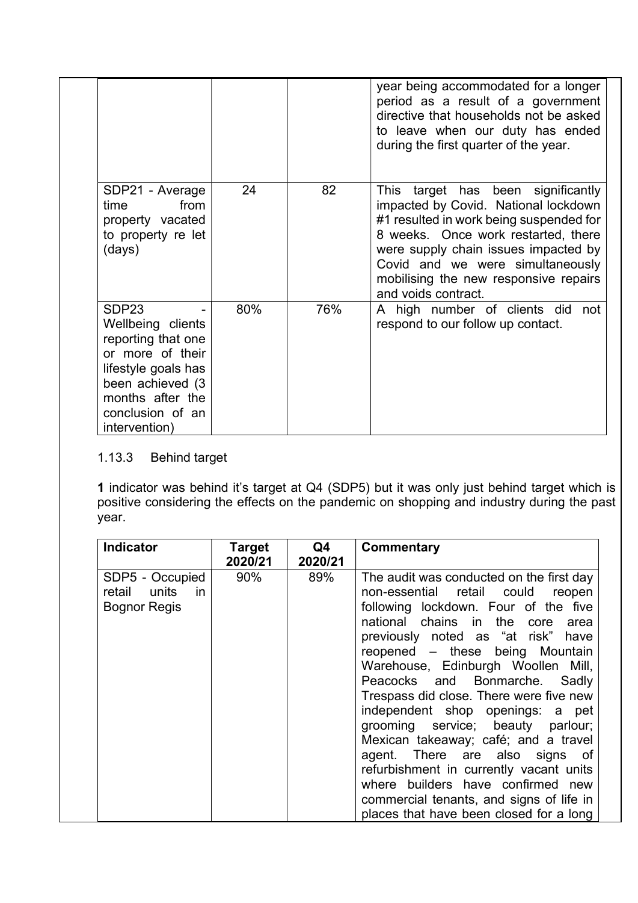| | | | |
|---|---|---|---|
| | | | year being accommodated for a longer period as a result of a government directive that households not be asked to leave when our duty has ended during the first quarter of the year. |
| SDP21 - Average time from property vacated to property re let (days) | 24 | 82 | This target has been significantly impacted by Covid. National lockdown #1 resulted in work being suspended for 8 weeks. Once work restarted, there were supply chain issues impacted by Covid and we were simultaneously mobilising the new responsive repairs and voids contract. |
| SDP23 - Wellbeing clients reporting that one or more of their lifestyle goals has been achieved (3 months after the conclusion of an intervention) | 80% | 76% | A high number of clients did not respond to our follow up contact. |

1.13.3 Behind target

**1** indicator was behind it's target at Q4 (SDP5) but it was only just behind target which is positive considering the effects on the pandemic on shopping and industry during the past year.

| Indicator | Target 2020/21 | Q4 2020/21 | Commentary |
|---|---|---|---|
| SDP5 - Occupied retail units in Bognor Regis | 90% | 89% | The audit was conducted on the first day non-essential retail could reopen following lockdown. Four of the five national chains in the core area previously noted as "at risk" have reopened – these being Mountain Warehouse, Edinburgh Woollen Mill, Peacocks and Bonmarche. Sadly Trespass did close. There were five new independent shop openings: a pet grooming service; beauty parlour; Mexican takeaway; café; and a travel agent. There are also signs of refurbishment in currently vacant units where builders have confirmed new commercial tenants, and signs of life in places that have been closed for a long |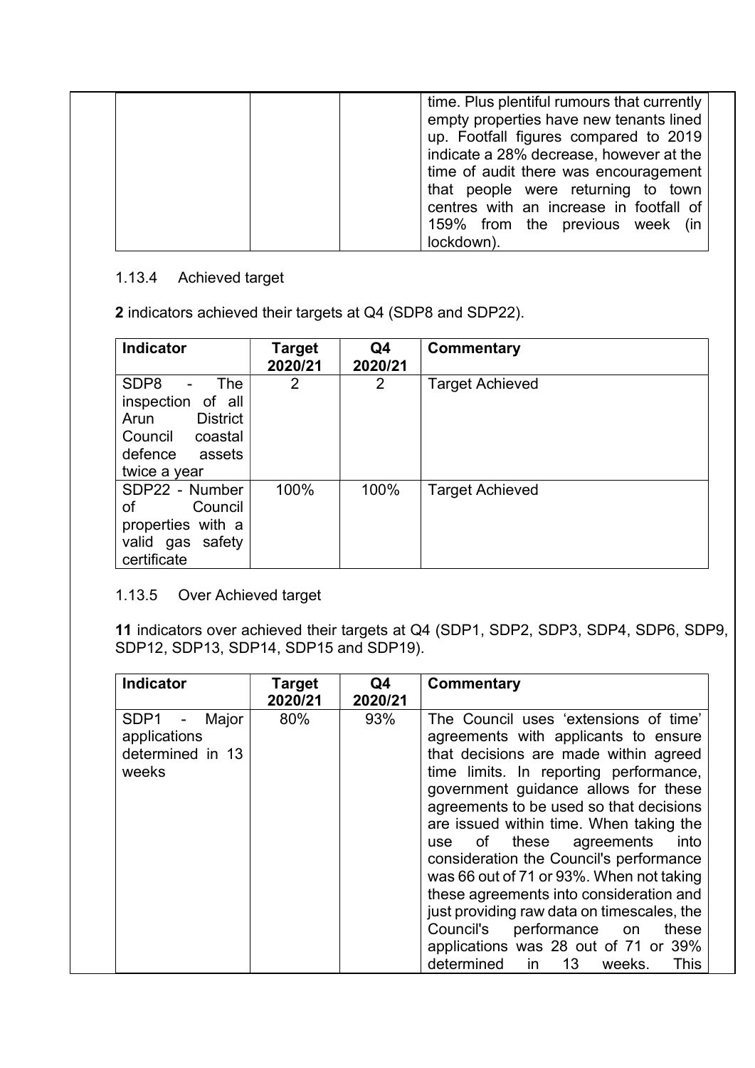| | | | time. Plus plentiful rumours that currently empty properties have new tenants lined up. Footfall figures compared to 2019 indicate a 28% decrease, however at the time of audit there was encouragement that people were returning to town centres with an increase in footfall of 159% from the previous week (in lockdown). |
|---|---|---|---|

### 1.13.4 Achieved target

**2** indicators achieved their targets at Q4 (SDP8 and SDP22).

| Indicator | Target 2020/21 | Q4 2020/21 | Commentary |
|---|---|---|---|
| SDP8 - The inspection of all Arun District Council coastal defence assets twice a year | 2 | 2 | Target Achieved |
| SDP22 - Number of Council properties with a valid gas safety certificate | 100% | 100% | Target Achieved |

### 1.13.5 Over Achieved target

**11** indicators over achieved their targets at Q4 (SDP1, SDP2, SDP3, SDP4, SDP6, SDP9, SDP12, SDP13, SDP14, SDP15 and SDP19).

| Indicator | Target 2020/21 | Q4 2020/21 | Commentary |
|---|---|---|---|
| SDP1 - Major applications determined in 13 weeks | 80% | 93% | The Council uses 'extensions of time' agreements with applicants to ensure that decisions are made within agreed time limits. In reporting performance, government guidance allows for these agreements to be used so that decisions are issued within time. When taking the use of these agreements into consideration the Council's performance was 66 out of 71 or 93%. When not taking these agreements into consideration and just providing raw data on timescales, the Council's performance on these applications was 28 out of 71 or 39% determined in 13 weeks. This |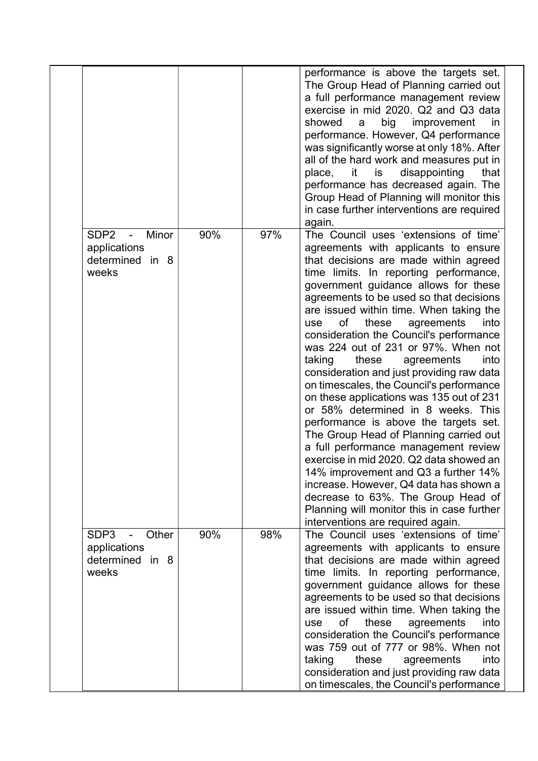| | | | | |
|---|---|---|---|---|
| | | | | performance is above the targets set. The Group Head of Planning carried out a full performance management review exercise in mid 2020. Q2 and Q3 data showed a big improvement in performance. However, Q4 performance was significantly worse at only 18%. After all of the hard work and measures put in place, it is disappointing that performance has decreased again. The Group Head of Planning will monitor this in case further interventions are required again. |
| | SDP2 - Minor applications determined in 8 weeks | 90% | 97% | The Council uses 'extensions of time' agreements with applicants to ensure that decisions are made within agreed time limits. In reporting performance, government guidance allows for these agreements to be used so that decisions are issued within time. When taking the use of these agreements into consideration the Council's performance was 224 out of 231 or 97%. When not taking these agreements into consideration and just providing raw data on timescales, the Council's performance on these applications was 135 out of 231 or 58% determined in 8 weeks. This performance is above the targets set. The Group Head of Planning carried out a full performance management review exercise in mid 2020. Q2 data showed an 14% improvement and Q3 a further 14% increase. However, Q4 data has shown a decrease to 63%. The Group Head of Planning will monitor this in case further interventions are required again. |
| | SDP3 - Other applications determined in 8 weeks | 90% | 98% | The Council uses 'extensions of time' agreements with applicants to ensure that decisions are made within agreed time limits. In reporting performance, government guidance allows for these agreements to be used so that decisions are issued within time. When taking the use of these agreements into consideration the Council's performance was 759 out of 777 or 98%. When not taking these agreements into consideration and just providing raw data on timescales, the Council's performance |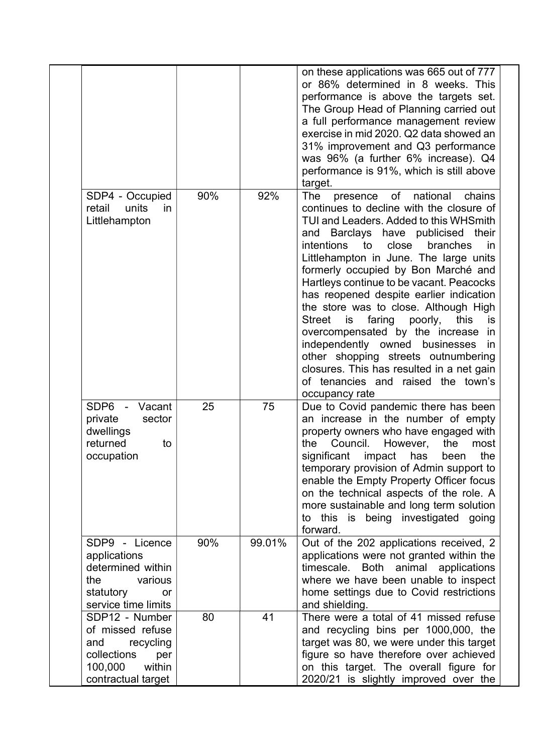| | | | | |
|---|---|---|---|---|
| | | | on these applications was 665 out of 777 or 86% determined in 8 weeks. This performance is above the targets set. The Group Head of Planning carried out a full performance management review exercise in mid 2020. Q2 data showed an 31% improvement and Q3 performance was 96% (a further 6% increase). Q4 performance is 91%, which is still above target. | |
| | SDP4 - Occupied retail units in Littlehampton | 90% | 92% | The presence of national chains continues to decline with the closure of TUI and Leaders. Added to this WHSmith and Barclays have publicised their intentions to close branches in Littlehampton in June. The large units formerly occupied by Bon Marché and Hartleys continue to be vacant. Peacocks has reopened despite earlier indication the store was to close. Although High Street is faring poorly, this is overcompensated by the increase in independently owned businesses in other shopping streets outnumbering closures. This has resulted in a net gain of tenancies and raised the town's occupancy rate |
| | SDP6 - Vacant private sector dwellings returned to occupation | 25 | 75 | Due to Covid pandemic there has been an increase in the number of empty property owners who have engaged with the Council. However, the most significant impact has been the temporary provision of Admin support to enable the Empty Property Officer focus on the technical aspects of the role. A more sustainable and long term solution to this is being investigated going forward. |
| | SDP9 - Licence applications determined within the various statutory or service time limits | 90% | 99.01% | Out of the 202 applications received, 2 applications were not granted within the timescale. Both animal applications where we have been unable to inspect home settings due to Covid restrictions and shielding. |
| | SDP12 - Number of missed refuse and recycling collections per 100,000 within contractual target | 80 | 41 | There were a total of 41 missed refuse and recycling bins per 1000,000, the target was 80, we were under this target figure so have therefore over achieved on this target. The overall figure for 2020/21 is slightly improved over the |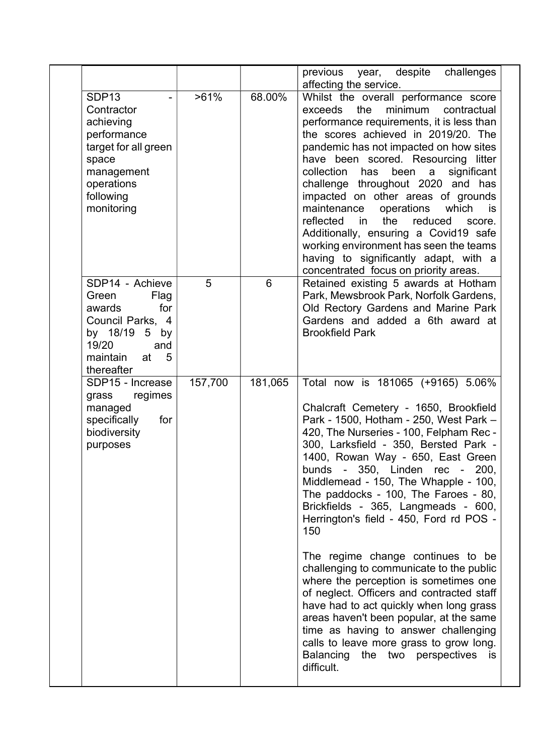| | | | | |
|---|---|---|---|---|
| | | | previous year, despite challenges affecting the service. | |
| | SDP13 - Contractor achieving performance target for all green space management operations following monitoring | >61% | 68.00% | Whilst the overall performance score exceeds the minimum contractual performance requirements, it is less than the scores achieved in 2019/20. The pandemic has not impacted on how sites have been scored. Resourcing litter collection has been a significant challenge throughout 2020 and has impacted on other areas of grounds maintenance operations which is reflected in the reduced score. Additionally, ensuring a Covid19 safe working environment has seen the teams having to significantly adapt, with a concentrated focus on priority areas. |
| | SDP14 - Achieve Green Flag awards for Council Parks, 4 by 18/19 5 by 19/20 and maintain at 5 thereafter | 5 | 6 | Retained existing 5 awards at Hotham Park, Mewsbrook Park, Norfolk Gardens, Old Rectory Gardens and Marine Park Gardens and added a 6th award at Brookfield Park |
| | SDP15 - Increase grass regimes managed specifically for biodiversity purposes | 157,700 | 181,065 | Total now is 181065 (+9165) 5.06%<br><br>Chalcraft Cemetery - 1650, Brookfield Park - 1500, Hotham - 250, West Park – 420, The Nurseries - 100, Felpham Rec - 300, Larksfield - 350, Bersted Park - 1400, Rowan Way - 650, East Green bunds - 350, Linden rec - 200, Middlemead - 150, The Whapple - 100, The paddocks - 100, The Faroes - 80, Brickfields - 365, Langmeads - 600, Herrington's field - 450, Ford rd POS - 150<br><br>The regime change continues to be challenging to communicate to the public where the perception is sometimes one of neglect. Officers and contracted staff have had to act quickly when long grass areas haven't been popular, at the same time as having to answer challenging calls to leave more grass to grow long. Balancing the two perspectives is difficult. |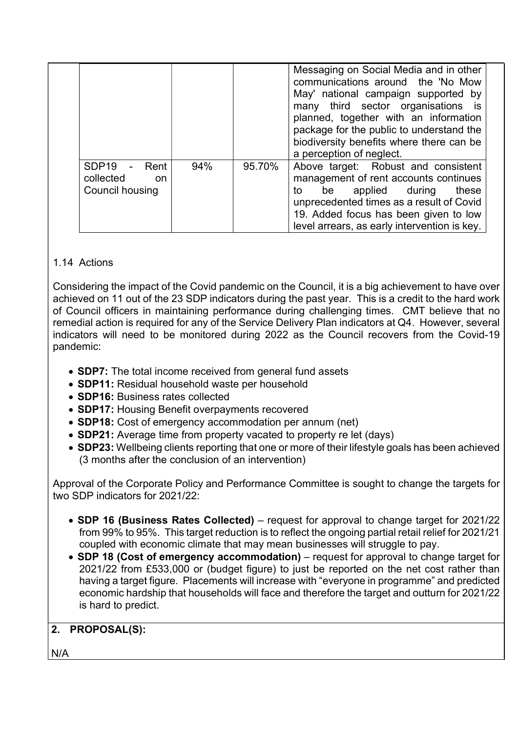| | | | |
|---|---|---|---|
| | | | Messaging on Social Media and in other communications around the 'No Mow May' national campaign supported by many third sector organisations is planned, together with an information package for the public to understand the biodiversity benefits where there can be a perception of neglect. |
| SDP19 - Rent collected on Council housing | 94% | 95.70% | Above target: Robust and consistent management of rent accounts continues to be applied during these unprecedented times as a result of Covid 19. Added focus has been given to low level arrears, as early intervention is key. |

1.14 Actions

Considering the impact of the Covid pandemic on the Council, it is a big achievement to have over achieved on 11 out of the 23 SDP indicators during the past year. This is a credit to the hard work of Council officers in maintaining performance during challenging times. CMT believe that no remedial action is required for any of the Service Delivery Plan indicators at Q4. However, several indicators will need to be monitored during 2022 as the Council recovers from the Covid-19 pandemic:

- **SDP7:** The total income received from general fund assets
- **SDP11:** Residual household waste per household
- **SDP16:** Business rates collected
- **SDP17:** Housing Benefit overpayments recovered
- **SDP18:** Cost of emergency accommodation per annum (net)
- **SDP21:** Average time from property vacated to property re let (days)
- **SDP23:** Wellbeing clients reporting that one or more of their lifestyle goals has been achieved (3 months after the conclusion of an intervention)

Approval of the Corporate Policy and Performance Committee is sought to change the targets for two SDP indicators for 2021/22:

- **SDP 16 (Business Rates Collected)** – request for approval to change target for 2021/22 from 99% to 95%. This target reduction is to reflect the ongoing partial retail relief for 2021/21 coupled with economic climate that may mean businesses will struggle to pay.
- **SDP 18 (Cost of emergency accommodation)** – request for approval to change target for 2021/22 from £533,000 or (budget figure) to just be reported on the net cost rather than having a target figure. Placements will increase with "everyone in programme" and predicted economic hardship that households will face and therefore the target and outturn for 2021/22 is hard to predict.

## 2. PROPOSAL(S):

N/A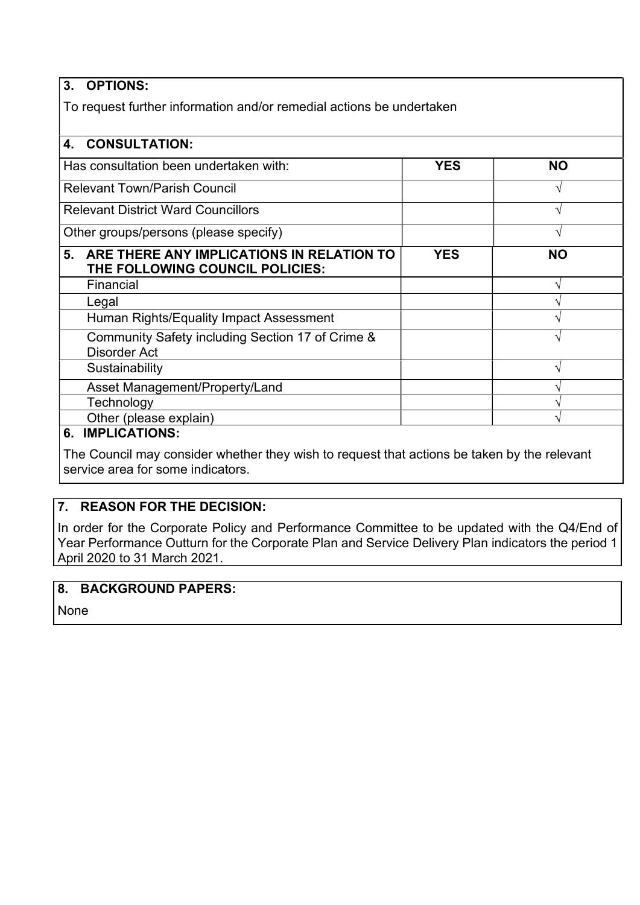## 3. OPTIONS:

To request further information and/or remedial actions be undertaken

## 4. CONSULTATION:

| Has consultation been undertaken with: | YES | NO |
|---|---|---|
| Relevant Town/Parish Council | | √ |
| Relevant District Ward Councillors | | √ |
| Other groups/persons (please specify) | | √ |

| 5. ARE THERE ANY IMPLICATIONS IN RELATION TO THE FOLLOWING COUNCIL POLICIES: | YES | NO |
|---|---|---|
| Financial | | √ |
| Legal | | √ |
| Human Rights/Equality Impact Assessment | | √ |
| Community Safety including Section 17 of Crime & Disorder Act | | √ |
| Sustainability | | √ |
| Asset Management/Property/Land | | √ |
| Technology | | √ |
| Other (please explain) | | √ |

## 6. IMPLICATIONS:

The Council may consider whether they wish to request that actions be taken by the relevant service area for some indicators.

## 7. REASON FOR THE DECISION:

In order for the Corporate Policy and Performance Committee to be updated with the Q4/End of Year Performance Outturn for the Corporate Plan and Service Delivery Plan indicators the period 1 April 2020 to 31 March 2021.

## 8. BACKGROUND PAPERS:

None